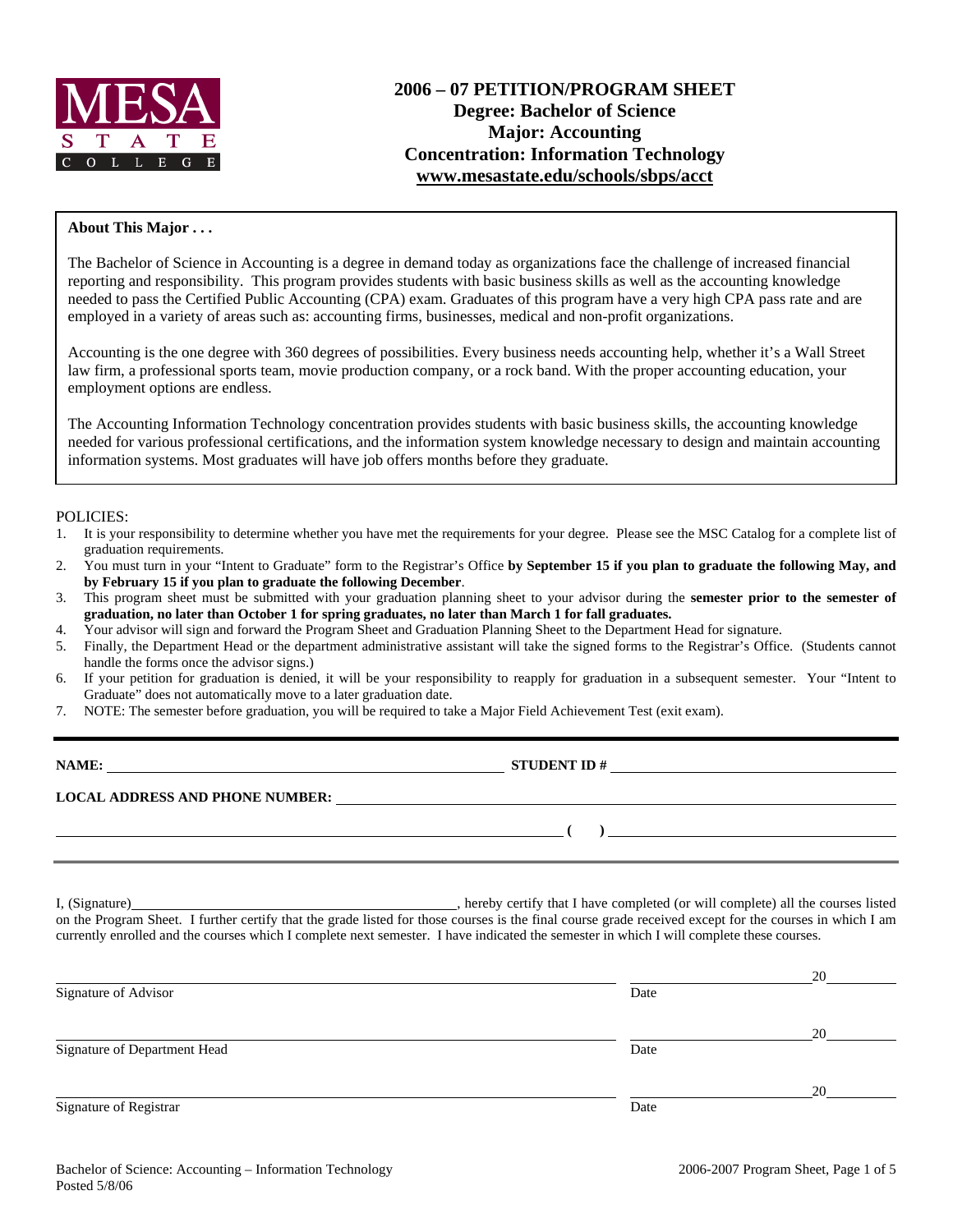MESA STATE COLLEGE

# 2006 – 07 PETITION/PROGRAM SHEET
## Degree: Bachelor of Science
## Major: Accounting
## Concentration: Information Technology
## www.mesastate.edu/schools/sbps/acct

**About This Major . . .**

The Bachelor of Science in Accounting is a degree in demand today as organizations face the challenge of increased financial reporting and responsibility. This program provides students with basic business skills as well as the accounting knowledge needed to pass the Certified Public Accounting (CPA) exam. Graduates of this program have a very high CPA pass rate and are employed in a variety of areas such as: accounting firms, businesses, medical and non-profit organizations.

Accounting is the one degree with 360 degrees of possibilities. Every business needs accounting help, whether it's a Wall Street law firm, a professional sports team, movie production company, or a rock band. With the proper accounting education, your employment options are endless.

The Accounting Information Technology concentration provides students with basic business skills, the accounting knowledge needed for various professional certifications, and the information system knowledge necessary to design and maintain accounting information systems. Most graduates will have job offers months before they graduate.

POLICIES:

1. It is your responsibility to determine whether you have met the requirements for your degree. Please see the MSC Catalog for a complete list of graduation requirements.
2. You must turn in your "Intent to Graduate" form to the Registrar's Office **by September 15 if you plan to graduate the following May, and by February 15 if you plan to graduate the following December**.
3. This program sheet must be submitted with your graduation planning sheet to your advisor during the **semester prior to the semester of graduation, no later than October 1 for spring graduates, no later than March 1 for fall graduates.**
4. Your advisor will sign and forward the Program Sheet and Graduation Planning Sheet to the Department Head for signature.
5. Finally, the Department Head or the department administrative assistant will take the signed forms to the Registrar's Office. (Students cannot handle the forms once the advisor signs.)
6. If your petition for graduation is denied, it will be your responsibility to reapply for graduation in a subsequent semester. Your "Intent to Graduate" does not automatically move to a later graduation date.
7. NOTE: The semester before graduation, you will be required to take a Major Field Achievement Test (exit exam).

**NAME:** ______________________________ **STUDENT ID #** ______________________________

**LOCAL ADDRESS AND PHONE NUMBER:** ______________________________

______________________________ **( )** ______________________________

I, (Signature)______________________________, hereby certify that I have completed (or will complete) all the courses listed on the Program Sheet. I further certify that the grade listed for those courses is the final course grade received except for the courses in which I am currently enrolled and the courses which I complete next semester. I have indicated the semester in which I will complete these courses.

______________________________ ______________ 20______
Signature of Advisor Date

______________________________ ______________ 20______
Signature of Department Head Date

______________________________ ______________ 20______
Signature of Registrar Date

Bachelor of Science: Accounting – Information Technology
Posted 5/8/06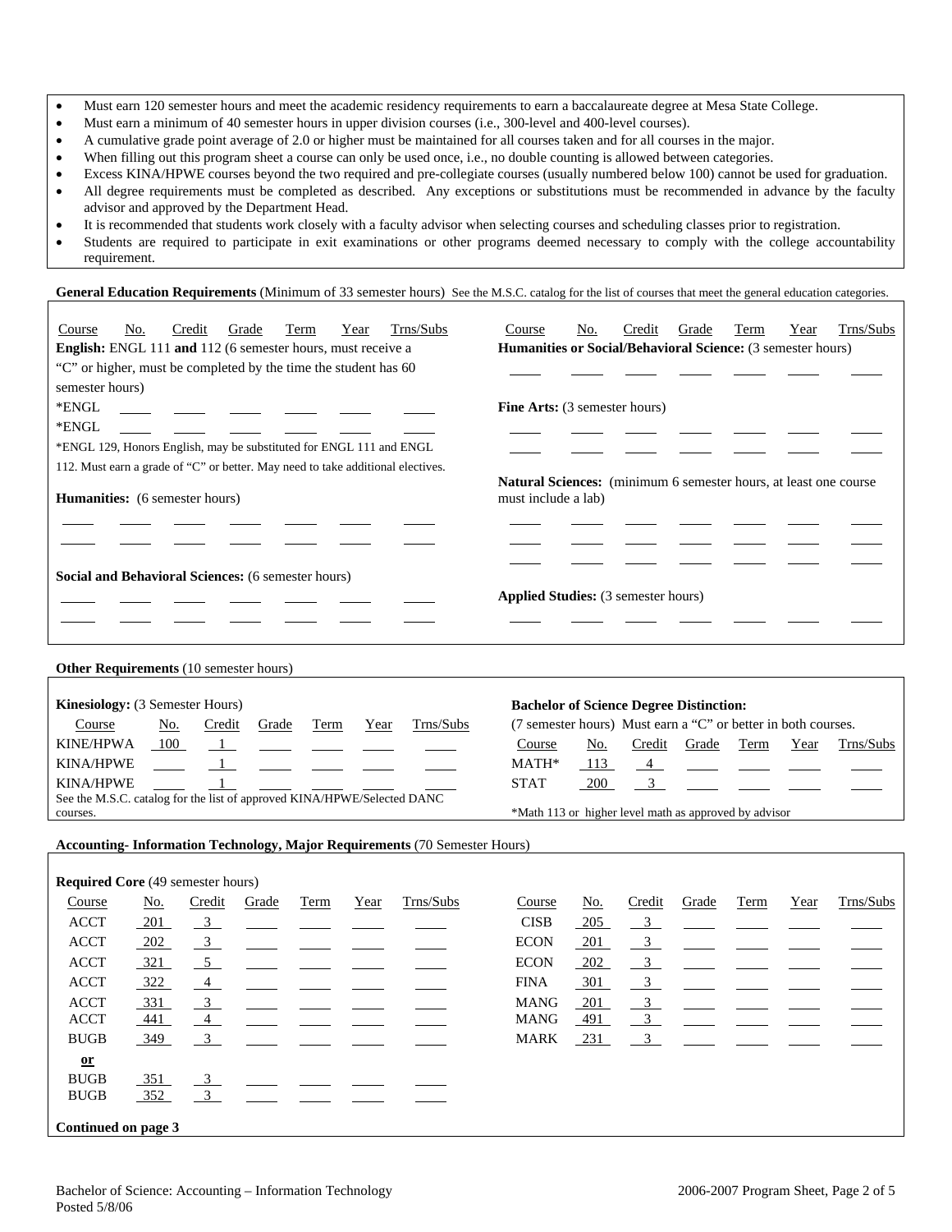- Must earn 120 semester hours and meet the academic residency requirements to earn a baccalaureate degree at Mesa State College.
- Must earn a minimum of 40 semester hours in upper division courses (i.e., 300-level and 400-level courses).
- A cumulative grade point average of 2.0 or higher must be maintained for all courses taken and for all courses in the major.
- When filling out this program sheet a course can only be used once, i.e., no double counting is allowed between categories.
- Excess KINA/HPWE courses beyond the two required and pre-collegiate courses (usually numbered below 100) cannot be used for graduation.
- All degree requirements must be completed as described. Any exceptions or substitutions must be recommended in advance by the faculty advisor and approved by the Department Head.
- It is recommended that students work closely with a faculty advisor when selecting courses and scheduling classes prior to registration.
- Students are required to participate in exit examinations or other programs deemed necessary to comply with the college accountability requirement.

**General Education Requirements** (Minimum of 33 semester hours) See the M.S.C. catalog for the list of courses that meet the general education categories.

**English:** ENGL 111 **and** 112 (6 semester hours, must receive a "C" or higher, must be completed by the time the student has 60 semester hours)

| Course | No. | Credit | Grade | Term | Year | Trns/Subs |
|---|---|---|---|---|---|---|
| *ENGL | | | | | | |
| *ENGL | | | | | | |

*ENGL 129, Honors English, may be substituted for ENGL 111 and ENGL 112. Must earn a grade of "C" or better. May need to take additional electives.

**Humanities:** (6 semester hours)

| Course | No. | Credit | Grade | Term | Year | Trns/Subs |
|---|---|---|---|---|---|---|
| | | | | | | |
| | | | | | | |

**Social and Behavioral Sciences:** (6 semester hours)

| Course | No. | Credit | Grade | Term | Year | Trns/Subs |
|---|---|---|---|---|---|---|
| | | | | | | |
| | | | | | | |

**Humanities or Social/Behavioral Science:** (3 semester hours)

| Course | No. | Credit | Grade | Term | Year | Trns/Subs |
|---|---|---|---|---|---|---|
| | | | | | | |

**Fine Arts:** (3 semester hours)

| Course | No. | Credit | Grade | Term | Year | Trns/Subs |
|---|---|---|---|---|---|---|
| | | | | | | |
| | | | | | | |

**Natural Sciences:** (minimum 6 semester hours, at least one course must include a lab)

| Course | No. | Credit | Grade | Term | Year | Trns/Subs |
|---|---|---|---|---|---|---|
| | | | | | | |
| | | | | | | |
| | | | | | | |

**Applied Studies:** (3 semester hours)

| Course | No. | Credit | Grade | Term | Year | Trns/Subs |
|---|---|---|---|---|---|---|
| | | | | | | |

**Other Requirements** (10 semester hours)

**Kinesiology:** (3 Semester Hours)

| Course | No. | Credit | Grade | Term | Year | Trns/Subs |
|---|---|---|---|---|---|---|
| KINE/HPWA | 100 | 1 | | | | |
| KINA/HPWE | | 1 | | | | |
| KINA/HPWE | | 1 | | | | |

See the M.S.C. catalog for the list of approved KINA/HPWE/Selected DANC courses.

**Bachelor of Science Degree Distinction:**

(7 semester hours) Must earn a "C" or better in both courses.

| Course | No. | Credit | Grade | Term | Year | Trns/Subs |
|---|---|---|---|---|---|---|
| MATH* | 113 | 4 | | | | |
| STAT | 200 | 3 | | | | |

*Math 113 or higher level math as approved by advisor

**Accounting- Information Technology, Major Requirements** (70 Semester Hours)

**Required Core** (49 semester hours)

| Course | No. | Credit | Grade | Term | Year | Trns/Subs |
|---|---|---|---|---|---|---|
| ACCT | 201 | 3 | | | | |
| ACCT | 202 | 3 | | | | |
| ACCT | 321 | 5 | | | | |
| ACCT | 322 | 4 | | | | |
| ACCT | 331 | 3 | | | | |
| ACCT | 441 | 4 | | | | |
| BUGB | 349 | 3 | | | | |
| **or** | | | | | | |
| BUGB | 351 | 3 | | | | |
| BUGB | 352 | 3 | | | | |
| CISB | 205 | 3 | | | | |
| ECON | 201 | 3 | | | | |
| ECON | 202 | 3 | | | | |
| FINA | 301 | 3 | | | | |
| MANG | 201 | 3 | | | | |
| MANG | 491 | 3 | | | | |
| MARK | 231 | 3 | | | | |

**Continued on page 3**

Bachelor of Science: Accounting – Information Technology
Posted 5/8/06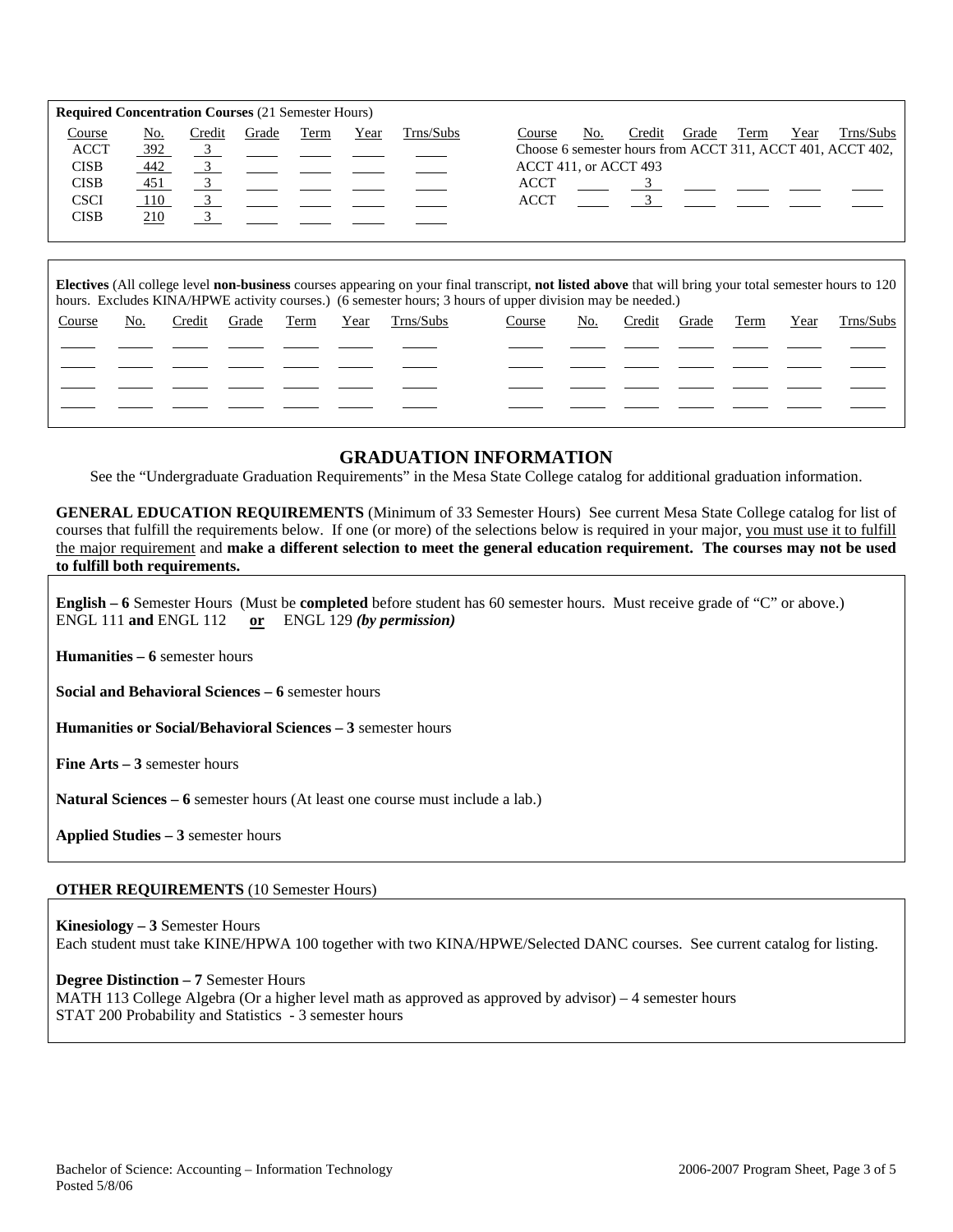**Required Concentration Courses** (21 Semester Hours)

| Course | No. | Credit | Grade | Term | Year | Trns/Subs |
|---|---|---|---|---|---|---|
| ACCT | 392 | 3 | | | | |
| CISB | 442 | 3 | | | | |
| CISB | 451 | 3 | | | | |
| CSCI | 110 | 3 | | | | |
| CISB | 210 | 3 | | | | |

Choose 6 semester hours from ACCT 311, ACCT 401, ACCT 402, ACCT 411, or ACCT 493

| Course | No. | Credit | Grade | Term | Year | Trns/Subs |
|---|---|---|---|---|---|---|
| ACCT | | 3 | | | | |
| ACCT | | 3 | | | | |

**Electives** (All college level **non-business** courses appearing on your final transcript, **not listed above** that will bring your total semester hours to 120 hours. Excludes KINA/HPWE activity courses.) (6 semester hours; 3 hours of upper division may be needed.)

| Course | No. | Credit | Grade | Term | Year | Trns/Subs | Course | No. | Credit | Grade | Term | Year | Trns/Subs |
|---|---|---|---|---|---|---|---|---|---|---|---|---|---|
| | | | | | | | | | | | | | |
| | | | | | | | | | | | | | |
| | | | | | | | | | | | | | |
| | | | | | | | | | | | | | |

## GRADUATION INFORMATION

See the "Undergraduate Graduation Requirements" in the Mesa State College catalog for additional graduation information.

**GENERAL EDUCATION REQUIREMENTS** (Minimum of 33 Semester Hours) See current Mesa State College catalog for list of courses that fulfill the requirements below. If one (or more) of the selections below is required in your major, you must use it to fulfill the major requirement and **make a different selection to meet the general education requirement. The courses may not be used to fulfill both requirements.**

**English – 6** Semester Hours (Must be **completed** before student has 60 semester hours. Must receive grade of "C" or above.)
ENGL 111 **and** ENGL 112 **or** ENGL 129 ***(by permission)***

**Humanities – 6** semester hours

**Social and Behavioral Sciences – 6** semester hours

**Humanities or Social/Behavioral Sciences – 3** semester hours

**Fine Arts – 3** semester hours

**Natural Sciences – 6** semester hours (At least one course must include a lab.)

**Applied Studies – 3** semester hours

**OTHER REQUIREMENTS** (10 Semester Hours)

**Kinesiology – 3** Semester Hours
Each student must take KINE/HPWA 100 together with two KINA/HPWE/Selected DANC courses. See current catalog for listing.

**Degree Distinction – 7** Semester Hours
MATH 113 College Algebra (Or a higher level math as approved as approved by advisor) – 4 semester hours
STAT 200 Probability and Statistics - 3 semester hours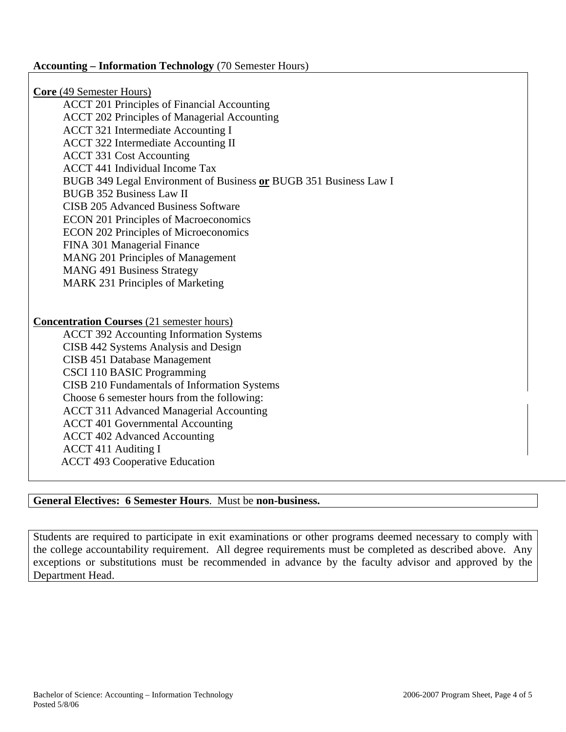**Accounting – Information Technology** (70 Semester Hours)

**Core** (49 Semester Hours)

- ACCT 201 Principles of Financial Accounting
- ACCT 202 Principles of Managerial Accounting
- ACCT 321 Intermediate Accounting I
- ACCT 322 Intermediate Accounting II
- ACCT 331 Cost Accounting
- ACCT 441 Individual Income Tax
- BUGB 349 Legal Environment of Business **or** BUGB 351 Business Law I
- BUGB 352 Business Law II
- CISB 205 Advanced Business Software
- ECON 201 Principles of Macroeconomics
- ECON 202 Principles of Microeconomics
- FINA 301 Managerial Finance
- MANG 201 Principles of Management
- MANG 491 Business Strategy
- MARK 231 Principles of Marketing

**Concentration Courses** (21 semester hours)

- ACCT 392 Accounting Information Systems
- CISB 442 Systems Analysis and Design
- CISB 451 Database Management
- CSCI 110 BASIC Programming
- CISB 210 Fundamentals of Information Systems
- Choose 6 semester hours from the following:
  - ACCT 311 Advanced Managerial Accounting
  - ACCT 401 Governmental Accounting
  - ACCT 402 Advanced Accounting
  - ACCT 411 Auditing I
  - ACCT 493 Cooperative Education

**General Electives: 6 Semester Hours**. Must be **non-business.**

Students are required to participate in exit examinations or other programs deemed necessary to comply with the college accountability requirement. All degree requirements must be completed as described above. Any exceptions or substitutions must be recommended in advance by the faculty advisor and approved by the Department Head.

Bachelor of Science: Accounting – Information Technology
Posted 5/8/06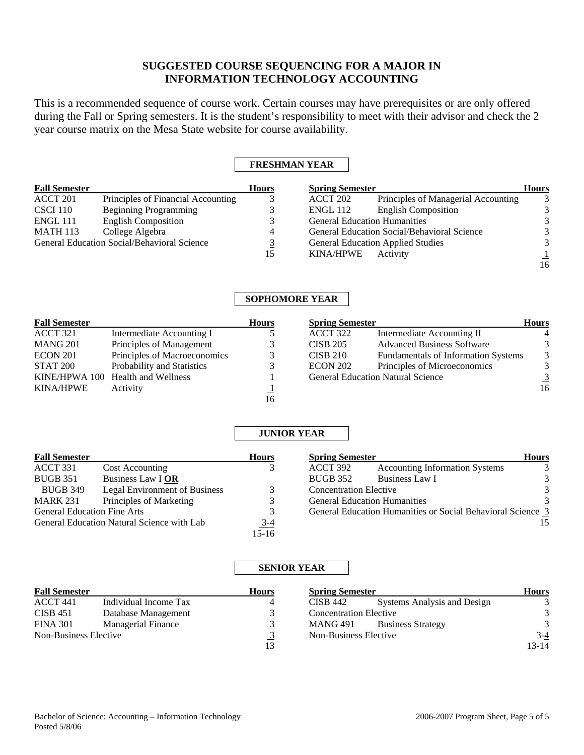## SUGGESTED COURSE SEQUENCING FOR A MAJOR IN INFORMATION TECHNOLOGY ACCOUNTING

This is a recommended sequence of course work. Certain courses may have prerequisites or are only offered during the Fall or Spring semesters. It is the student's responsibility to meet with their advisor and check the 2 year course matrix on the Mesa State website for course availability.

### FRESHMAN YEAR

| Fall Semester | | Hours |
|---|---|---|
| ACCT 201 | Principles of Financial Accounting | 3 |
| CSCI 110 | Beginning Programming | 3 |
| ENGL 111 | English Composition | 3 |
| MATH 113 | College Algebra | 4 |
| General Education Social/Behavioral Science | | 3 |
| | | 15 |

| Spring Semester | | Hours |
|---|---|---|
| ACCT 202 | Principles of Managerial Accounting | 3 |
| ENGL 112 | English Composition | 3 |
| General Education Humanities | | 3 |
| General Education Social/Behavioral Science | | 3 |
| General Education Applied Studies | | 3 |
| KINA/HPWE | Activity | 1 |
| | | 16 |

### SOPHOMORE YEAR

| Fall Semester | | Hours |
|---|---|---|
| ACCT 321 | Intermediate Accounting I | 5 |
| MANG 201 | Principles of Management | 3 |
| ECON 201 | Principles of Macroeconomics | 3 |
| STAT 200 | Probability and Statistics | 3 |
| KINE/HPWA 100 | Health and Wellness | 1 |
| KINA/HPWE | Activity | 1 |
| | | 16 |

| Spring Semester | | Hours |
|---|---|---|
| ACCT 322 | Intermediate Accounting II | 4 |
| CISB 205 | Advanced Business Software | 3 |
| CISB 210 | Fundamentals of Information Systems | 3 |
| ECON 202 | Principles of Microeconomics | 3 |
| General Education Natural Science | | 3 |
| | | 16 |

### JUNIOR YEAR

| Fall Semester | | Hours |
|---|---|---|
| ACCT 331 | Cost Accounting | 3 |
| BUGB 351 | Business Law I **OR** | |
| BUGB 349 | Legal Environment of Business | 3 |
| MARK 231 | Principles of Marketing | 3 |
| General Education Fine Arts | | 3 |
| General Education Natural Science with Lab | | 3-4 |
| | | 15-16 |

| Spring Semester | | Hours |
|---|---|---|
| ACCT 392 | Accounting Information Systems | 3 |
| BUGB 352 | Business Law I | 3 |
| Concentration Elective | | 3 |
| General Education Humanities | | 3 |
| General Education Humanities or Social Behavioral Science | | 3 |
| | | 15 |

### SENIOR YEAR

| Fall Semester | | Hours |
|---|---|---|
| ACCT 441 | Individual Income Tax | 4 |
| CISB 451 | Database Management | 3 |
| FINA 301 | Managerial Finance | 3 |
| Non-Business Elective | | 3 |
| | | 13 |

| Spring Semester | | Hours |
|---|---|---|
| CISB 442 | Systems Analysis and Design | 3 |
| Concentration Elective | | 3 |
| MANG 491 | Business Strategy | 3 |
| Non-Business Elective | | 3-4 |
| | | 13-14 |

Bachelor of Science: Accounting – Information Technology
Posted 5/8/06

2006-2007 Program Sheet